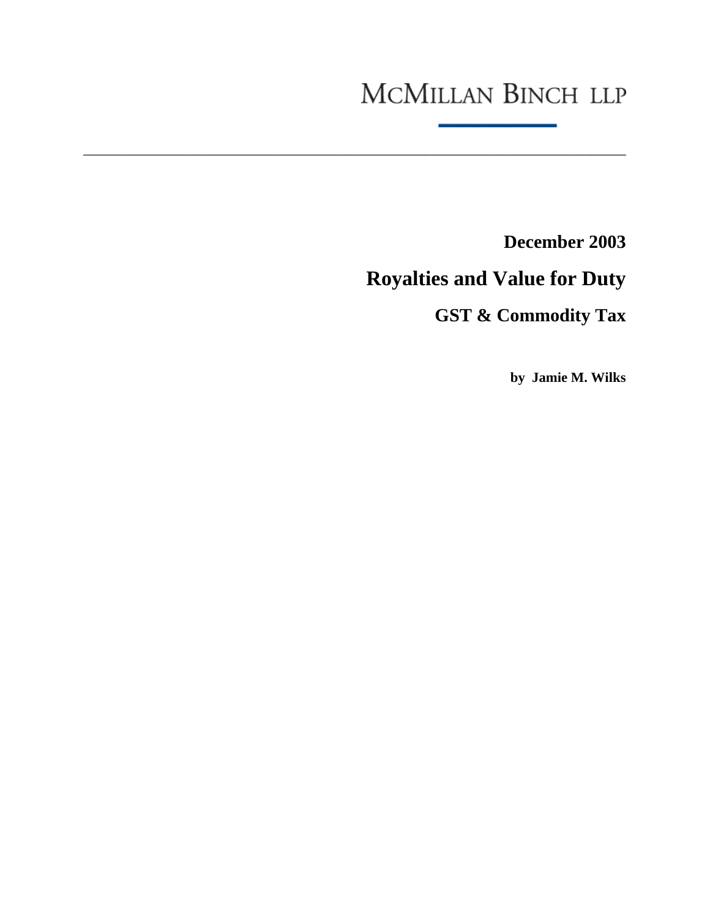MCMILLAN BINCH LLP

---

**December 2003**

# Royalties and Value for Duty

## GST & Commodity Tax

**by Jamie M. Wilks**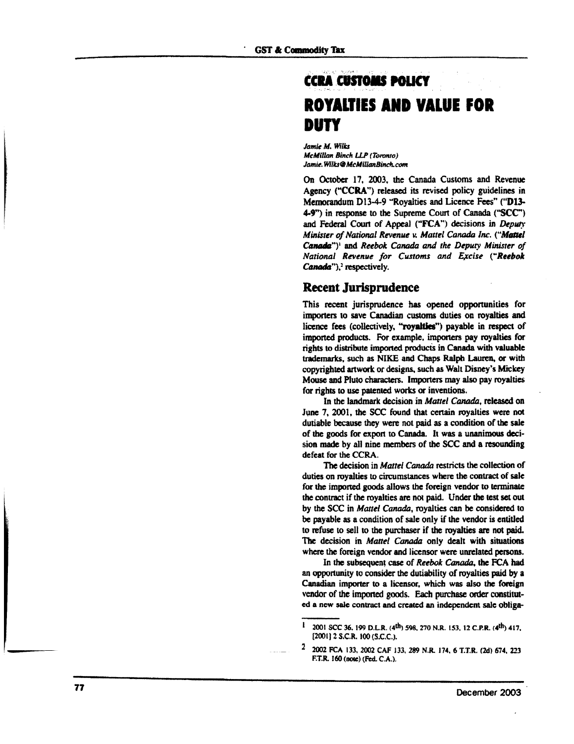## CCRA CUSTOMS POLICY

# ROYALTIES AND VALUE FOR DUTY

*Jamie M. Wilks*
*McMillan Binch LLP (Toronto)*
*Jamie.Wilks@McMillanBinch.com*

On October 17, 2003, the Canada Customs and Revenue Agency ("**CCRA**") released its revised policy guidelines in Memorandum D13-4-9 "Royalties and Licence Fees" ("**D13-4-9**") in response to the Supreme Court of Canada ("**SCC**") and Federal Court of Appeal ("**FCA**") decisions in *Deputy Minister of National Revenue v. Mattel Canada Inc.* ("***Mattel Canada***")[1] and *Reebok Canada and the Deputy Minister of National Revenue for Customs and Excise* ("***Reebok Canada***"),[2] respectively.

## Recent Jurisprudence

This recent jurisprudence has opened opportunities for importers to save Canadian customs duties on royalties and licence fees (collectively, "**royalties**") payable in respect of imported products. For example, importers pay royalties for rights to distribute imported products in Canada with valuable trademarks, such as NIKE and Chaps Ralph Lauren, or with copyrighted artwork or designs, such as Walt Disney's Mickey Mouse and Pluto characters. Importers may also pay royalties for rights to use patented works or inventions.

In the landmark decision in *Mattel Canada*, released on June 7, 2001, the SCC found that certain royalties were not dutiable because they were not paid as a condition of the sale of the goods for export to Canada. It was a unanimous decision made by all nine members of the SCC and a resounding defeat for the CCRA.

The decision in *Mattel Canada* restricts the collection of duties on royalties to circumstances where the contract of sale for the imported goods allows the foreign vendor to terminate the contract if the royalties are not paid. Under the test set out by the SCC in *Mattel Canada*, royalties can be considered to be payable as a condition of sale only if the vendor is entitled to refuse to sell to the purchaser if the royalties are not paid. The decision in *Mattel Canada* only dealt with situations where the foreign vendor and licensor were unrelated persons.

In the subsequent case of *Reebok Canada*, the FCA had an opportunity to consider the dutiability of royalties paid by a Canadian importer to a licensor, which was also the foreign vendor of the imported goods. Each purchase order constituted a new sale contract and created an independent sale obliga-

---

[1] 2001 SCC 36, 199 D.L.R. (4th) 598, 270 N.R. 153, 12 C.P.R. (4th) 417, [2001] 2 S.C.R. 100 (S.C.C.).

[2] 2002 FCA 133, 2002 CAF 133, 289 N.R. 174, 6 T.T.R. (2d) 674, 223 F.T.R. 160 (note) (Fed. C.A.).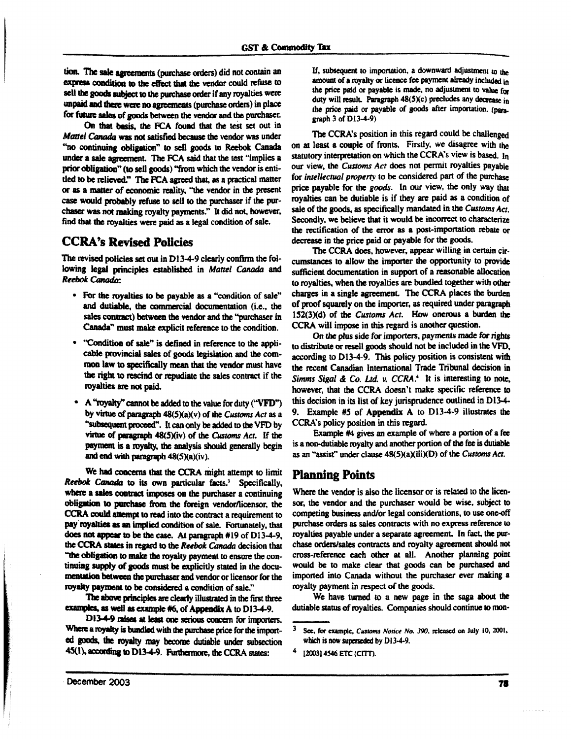tion. The sale agreements (purchase orders) did not contain an express condition to the effect that the vendor could refuse to sell the goods subject to the purchase order if any royalties were unpaid and there were no agreements (purchase orders) in place for future sales of goods between the vendor and the purchaser.

On that basis, the FCA found that the test set out in *Mattel Canada* was not satisfied because the vendor was under "no continuing obligation" to sell goods to Reebok Canada under a sale agreement. The FCA said that the test "implies a prior obligation" (to sell goods) "from which the vendor is entitled to be relieved." The FCA agreed that, as a practical matter or as a matter of economic reality, "the vendor in the present case would probably refuse to sell to the purchaser if the purchaser was not making royalty payments." It did not, however, find that the royalties were paid as a legal condition of sale.

## CCRA's Revised Policies

The revised policies set out in D13-4-9 clearly confirm the following legal principles established in *Mattel Canada* and *Reebok Canada*:

- For the royalties to be payable as a "condition of sale" and dutiable, the commercial documentation (i.e., the sales contract) between the vendor and the "purchaser in Canada" must make explicit reference to the condition.
- "Condition of sale" is defined in reference to the applicable provincial sales of goods legislation and the common law to specifically mean that the vendor must have the right to rescind or repudiate the sales contract if the royalties are not paid.
- A "royalty" cannot be added to the value for duty ("VFD") by virtue of paragraph 48(5)(a)(v) of the *Customs Act* as a "subsequent proceed". It can only be added to the VFD by virtue of paragraph 48(5)(iv) of the *Customs Act*. If the payment is a royalty, the analysis should generally begin and end with paragraph 48(5)(a)(iv).

We had concerns that the CCRA might attempt to limit *Reebok Canada* to its own particular facts.[3] Specifically, where a sales contract imposes on the purchaser a continuing obligation to purchase from the foreign vendor/licensor, the CCRA could attempt to read into the contract a requirement to pay royalties as an implied condition of sale. Fortunately, that does not appear to be the case. At paragraph #19 of D13-4-9, the CCRA states in regard to the *Reebok Canada* decision that "the obligation to make the royalty payment to ensure the continuing supply of goods must be explicitly stated in the documentation between the purchaser and vendor or licensor for the royalty payment to be considered a condition of sale."

The above principles are clearly illustrated in the first three examples, as well as example #6, of **Appendix** A to D13-4-9.

D13-4-9 raises at least one serious concern for importers. Where a royalty is bundled with the purchase price for the imported goods, the royalty may become dutiable under subsection 45(1), according to D13-4-9. Furthermore, the CCRA states:

> If, subsequent to importation, a downward adjustment to the amount of a royalty or licence fee payment already included in the price paid or payable is made, no adjustment to value for duty will result. Paragraph 48(5)(c) precludes any decrease in the price paid or payable of goods after importation. (paragraph 3 of D13-4-9)

The CCRA's position in this regard could be challenged on at least a couple of fronts. Firstly, we disagree with the statutory interpretation on which the CCRA's view is based. In our view, the *Customs Act* does not permit royalties payable for *intellectual property* to be considered part of the purchase price payable for the *goods*. In our view, the only way that royalties can be dutiable is if they are paid as a condition of sale of the goods, as specifically mandated in the *Customs Act*. Secondly, we believe that it would be incorrect to characterize the rectification of the error as a post-importation rebate or decrease in the price paid or payable for the goods.

The CCRA does, however, appear willing in certain circumstances to allow the importer the opportunity to provide sufficient documentation in support of a reasonable allocation to royalties, when the royalties are bundled together with other charges in a single agreement. The CCRA places the burden of proof squarely on the importer, as required under paragraph 152(3)(d) of the *Customs Act*. How onerous a burden the CCRA will impose in this regard is another question.

On the plus side for importers, payments made for rights to distribute or resell goods should not be included in the VFD, according to D13-4-9. This policy position is consistent with the recent Canadian International Trade Tribunal decision in *Simms Sigal & Co. Ltd. v. CCRA*.[4] It is interesting to note, however, that the CCRA doesn't make specific reference to this decision in its list of key jurisprudence outlined in D13-4-9. Example #5 of **Appendix** A to D13-4-9 illustrates the CCRA's policy position in this regard.

Example #4 gives an example of where a portion of a fee is a non-dutiable royalty and another portion of the fee is dutiable as an "assist" under clause 48(5)(a)(iii)(D) of the *Customs Act*.

## Planning Points

Where the vendor is also the licensor or is related to the licensor, the vendor and the purchaser would be wise, subject to competing business and/or legal considerations, to use one-off purchase orders as sales contracts with no express reference to royalties payable under a separate agreement. In fact, the purchase orders/sales contracts and royalty agreement should not cross-reference each other at all. Another planning point would be to make clear that goods can be purchased and imported into Canada without the purchaser ever making a royalty payment in respect of the goods.

We have turned to a new page in the saga about the dutiable status of royalties. Companies should continue to mon-

---

[3] See, for example, *Customs Notice No. 390*, released on July 10, 2001, which is now superseded by D13-4-9.

[4] [2003] 4546 ETC (CITT).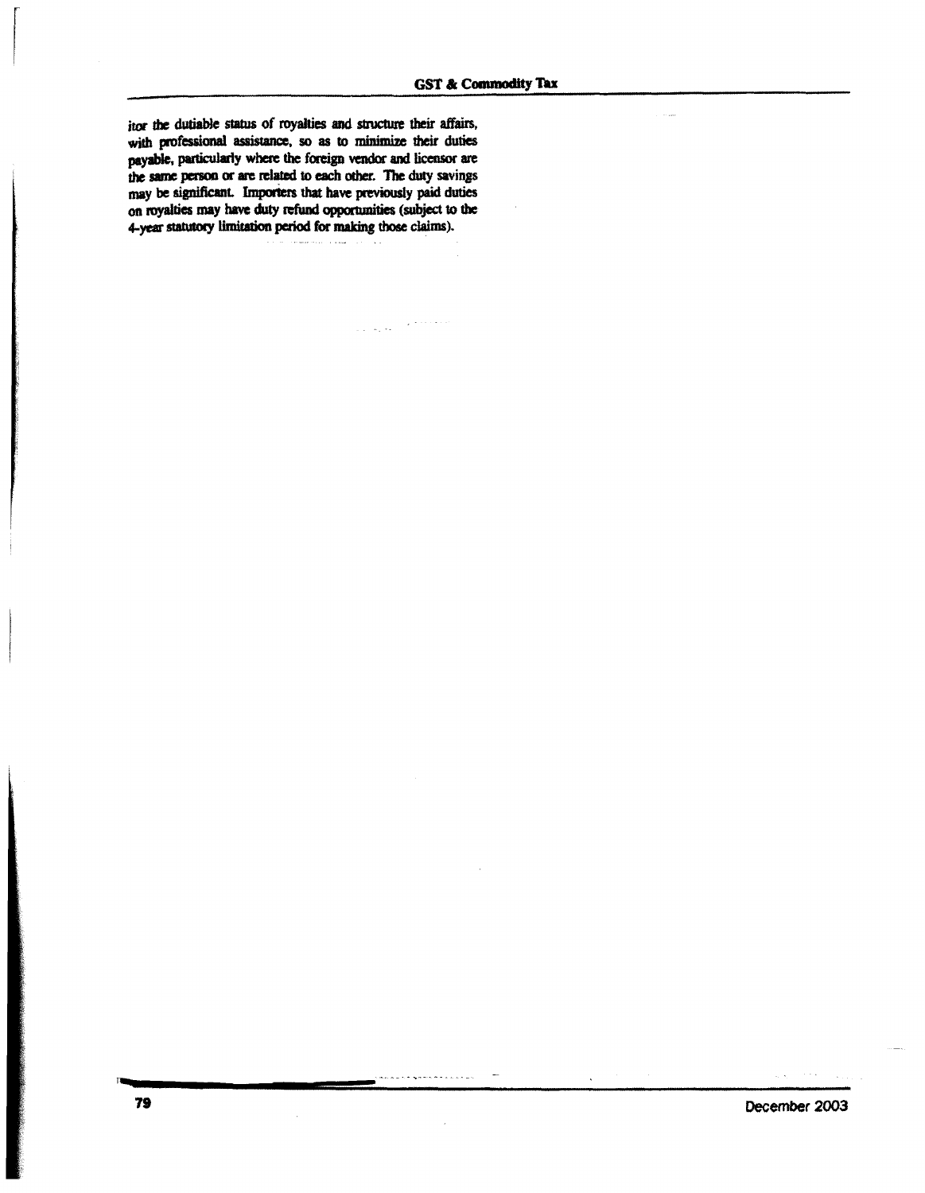itor the dutiable status of royalties and structure their affairs, with professional assistance, so as to minimize their duties payable, particularly where the foreign vendor and licensor are the same person or are related to each other. The duty savings may be significant. Importers that have previously paid duties on royalties may have duty refund opportunities (subject to the 4-year statutory limitation period for making those claims).